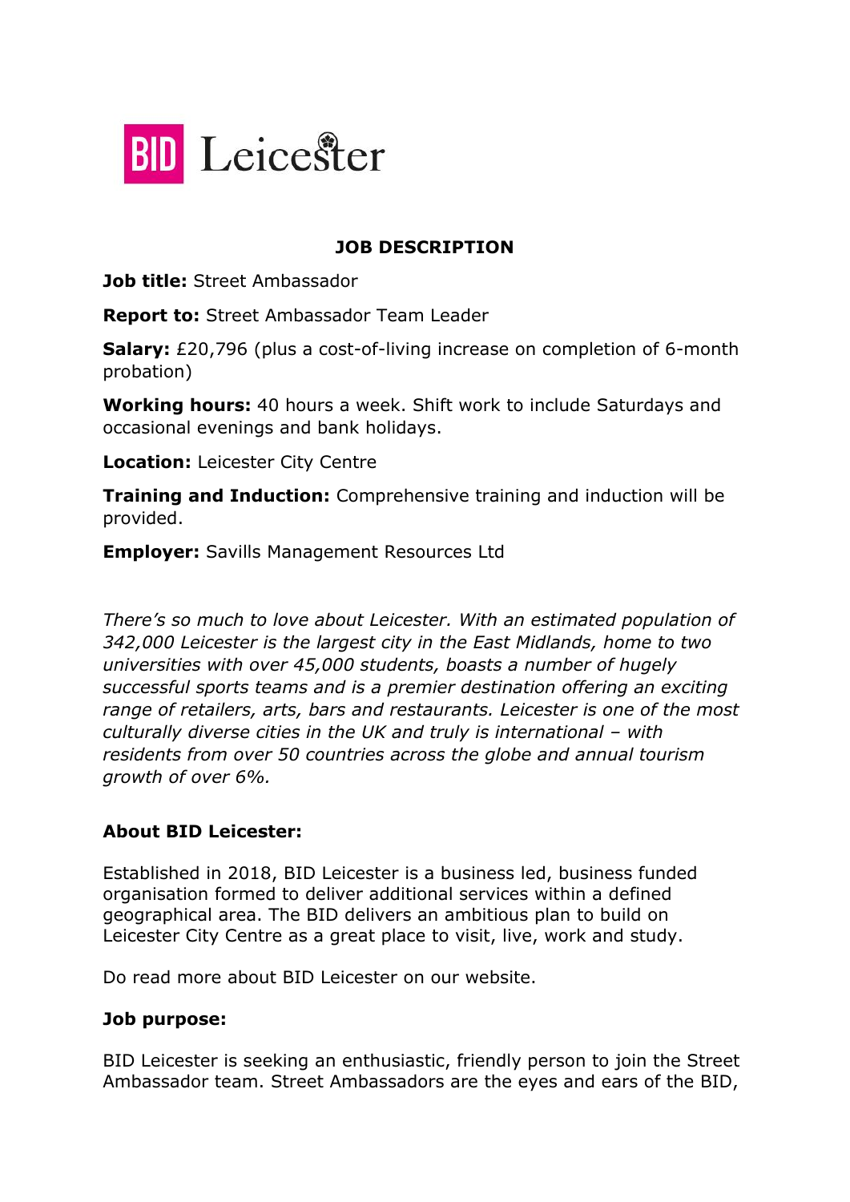BID Leicester

# JOB DESCRIPTION

**Job title:** Street Ambassador

**Report to:** Street Ambassador Team Leader

**Salary:** £20,796 (plus a cost-of-living increase on completion of 6-month probation)

**Working hours:** 40 hours a week. Shift work to include Saturdays and occasional evenings and bank holidays.

**Location:** Leicester City Centre

**Training and Induction:** Comprehensive training and induction will be provided.

**Employer:** Savills Management Resources Ltd

*There's so much to love about Leicester. With an estimated population of 342,000 Leicester is the largest city in the East Midlands, home to two universities with over 45,000 students, boasts a number of hugely successful sports teams and is a premier destination offering an exciting range of retailers, arts, bars and restaurants. Leicester is one of the most culturally diverse cities in the UK and truly is international – with residents from over 50 countries across the globe and annual tourism growth of over 6%.*

## About BID Leicester:

Established in 2018, BID Leicester is a business led, business funded organisation formed to deliver additional services within a defined geographical area. The BID delivers an ambitious plan to build on Leicester City Centre as a great place to visit, live, work and study.

Do read more about BID Leicester on our website.

## Job purpose:

BID Leicester is seeking an enthusiastic, friendly person to join the Street Ambassador team. Street Ambassadors are the eyes and ears of the BID,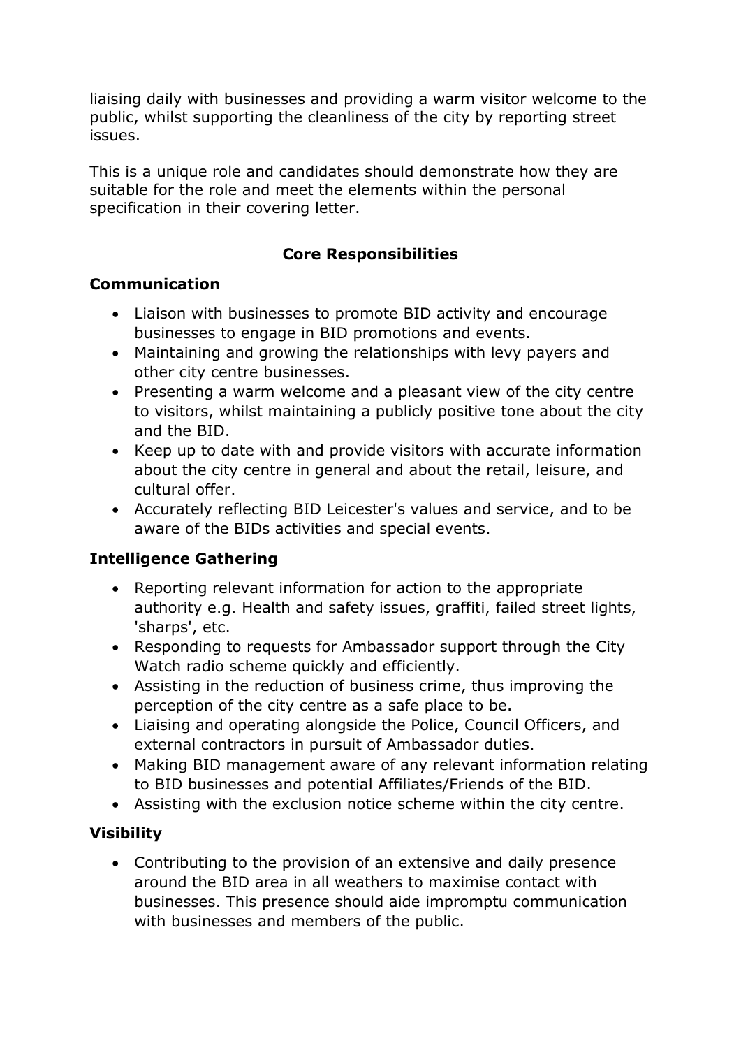liaising daily with businesses and providing a warm visitor welcome to the public, whilst supporting the cleanliness of the city by reporting street issues.

This is a unique role and candidates should demonstrate how they are suitable for the role and meet the elements within the personal specification in their covering letter.

## Core Responsibilities

### Communication

- Liaison with businesses to promote BID activity and encourage businesses to engage in BID promotions and events.
- Maintaining and growing the relationships with levy payers and other city centre businesses.
- Presenting a warm welcome and a pleasant view of the city centre to visitors, whilst maintaining a publicly positive tone about the city and the BID.
- Keep up to date with and provide visitors with accurate information about the city centre in general and about the retail, leisure, and cultural offer.
- Accurately reflecting BID Leicester's values and service, and to be aware of the BIDs activities and special events.

### Intelligence Gathering

- Reporting relevant information for action to the appropriate authority e.g. Health and safety issues, graffiti, failed street lights, 'sharps', etc.
- Responding to requests for Ambassador support through the City Watch radio scheme quickly and efficiently.
- Assisting in the reduction of business crime, thus improving the perception of the city centre as a safe place to be.
- Liaising and operating alongside the Police, Council Officers, and external contractors in pursuit of Ambassador duties.
- Making BID management aware of any relevant information relating to BID businesses and potential Affiliates/Friends of the BID.
- Assisting with the exclusion notice scheme within the city centre.

### Visibility

- Contributing to the provision of an extensive and daily presence around the BID area in all weathers to maximise contact with businesses. This presence should aide impromptu communication with businesses and members of the public.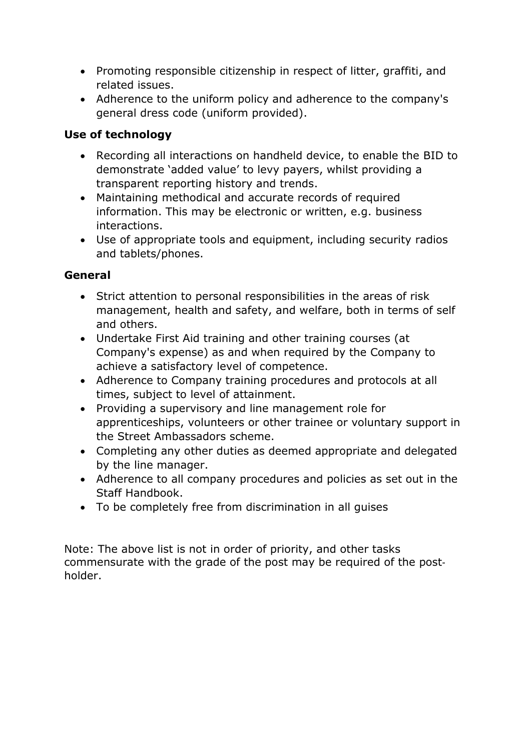- Promoting responsible citizenship in respect of litter, graffiti, and related issues.
- Adherence to the uniform policy and adherence to the company's general dress code (uniform provided).

**Use of technology**

- Recording all interactions on handheld device, to enable the BID to demonstrate 'added value' to levy payers, whilst providing a transparent reporting history and trends.
- Maintaining methodical and accurate records of required information. This may be electronic or written, e.g. business interactions.
- Use of appropriate tools and equipment, including security radios and tablets/phones.

**General**

- Strict attention to personal responsibilities in the areas of risk management, health and safety, and welfare, both in terms of self and others.
- Undertake First Aid training and other training courses (at Company's expense) as and when required by the Company to achieve a satisfactory level of competence.
- Adherence to Company training procedures and protocols at all times, subject to level of attainment.
- Providing a supervisory and line management role for apprenticeships, volunteers or other trainee or voluntary support in the Street Ambassadors scheme.
- Completing any other duties as deemed appropriate and delegated by the line manager.
- Adherence to all company procedures and policies as set out in the Staff Handbook.
- To be completely free from discrimination in all guises

Note: The above list is not in order of priority, and other tasks commensurate with the grade of the post may be required of the post-holder.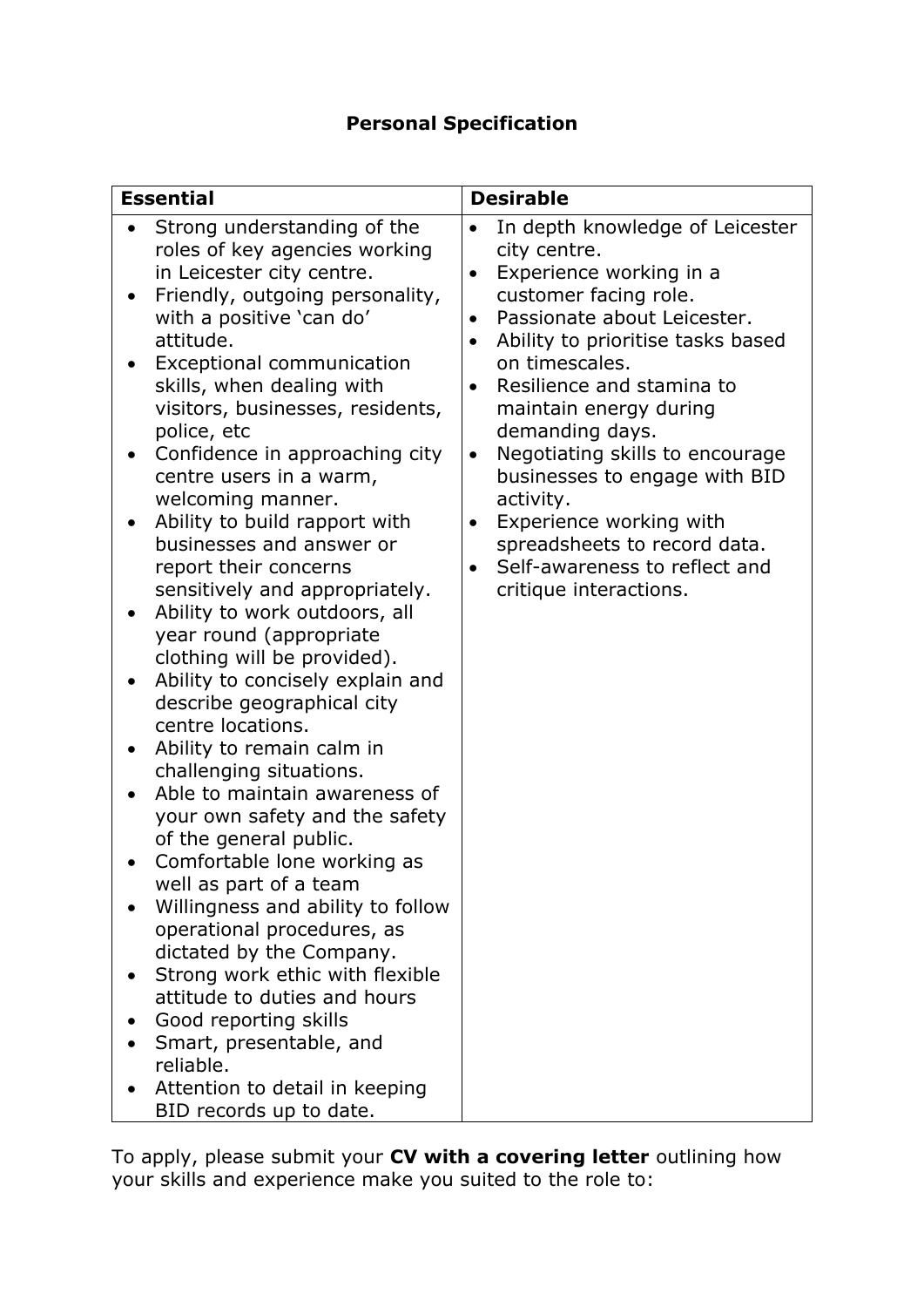## Personal Specification

| Essential | Desirable |
|---|---|
| • Strong understanding of the roles of key agencies working in Leicester city centre.<br>• Friendly, outgoing personality, with a positive 'can do' attitude.<br>• Exceptional communication skills, when dealing with visitors, businesses, residents, police, etc<br>• Confidence in approaching city centre users in a warm, welcoming manner.<br>• Ability to build rapport with businesses and answer or report their concerns sensitively and appropriately.<br>• Ability to work outdoors, all year round (appropriate clothing will be provided).<br>• Ability to concisely explain and describe geographical city centre locations.<br>• Ability to remain calm in challenging situations.<br>• Able to maintain awareness of your own safety and the safety of the general public.<br>• Comfortable lone working as well as part of a team<br>• Willingness and ability to follow operational procedures, as dictated by the Company.<br>• Strong work ethic with flexible attitude to duties and hours<br>• Good reporting skills<br>• Smart, presentable, and reliable.<br>• Attention to detail in keeping BID records up to date. | • In depth knowledge of Leicester city centre.<br>• Experience working in a customer facing role.<br>• Passionate about Leicester.<br>• Ability to prioritise tasks based on timescales.<br>• Resilience and stamina to maintain energy during demanding days.<br>• Negotiating skills to encourage businesses to engage with BID activity.<br>• Experience working with spreadsheets to record data.<br>• Self-awareness to reflect and critique interactions. |

To apply, please submit your **CV with a covering letter** outlining how your skills and experience make you suited to the role to: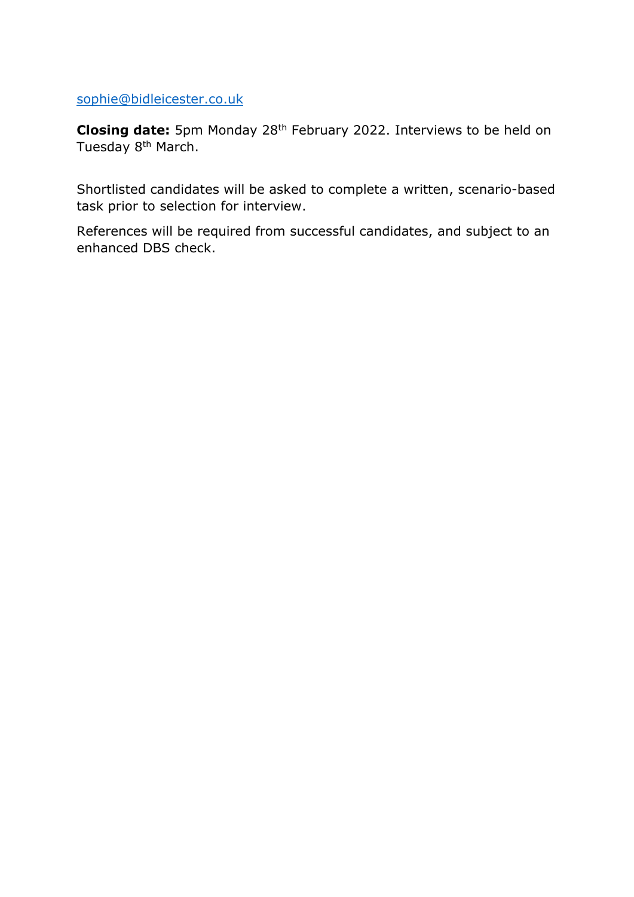sophie@bidleicester.co.uk

**Closing date:** 5pm Monday 28th February 2022. Interviews to be held on Tuesday 8th March.

Shortlisted candidates will be asked to complete a written, scenario-based task prior to selection for interview.

References will be required from successful candidates, and subject to an enhanced DBS check.